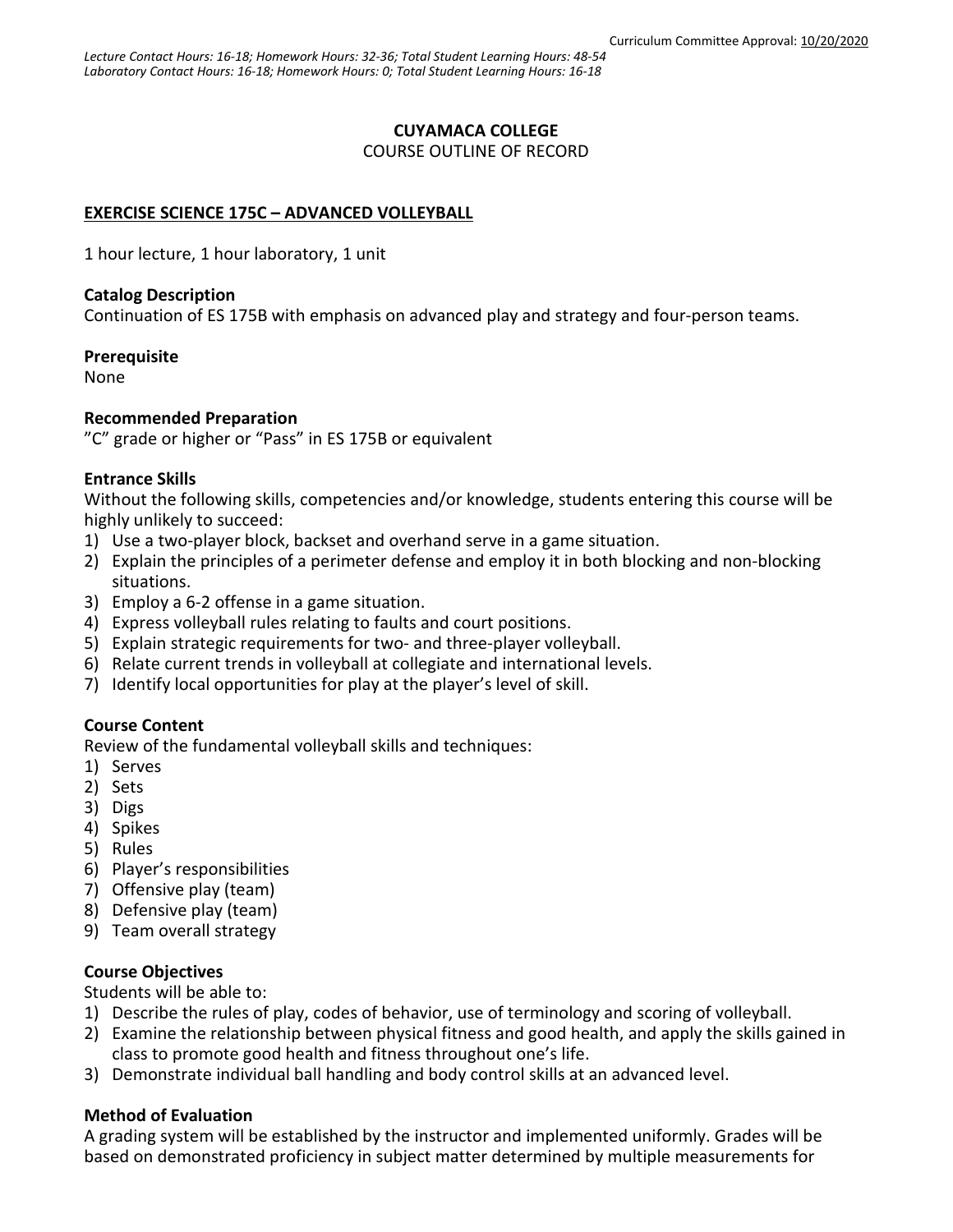Curriculum Committee Approval: 10/20/2020

*Lecture Contact Hours: 16-18; Homework Hours: 32-36; Total Student Learning Hours: 48-54*
*Laboratory Contact Hours: 16-18; Homework Hours: 0; Total Student Learning Hours: 16-18*

**CUYAMACA COLLEGE**
COURSE OUTLINE OF RECORD

**EXERCISE SCIENCE 175C – ADVANCED VOLLEYBALL**

1 hour lecture, 1 hour laboratory, 1 unit

**Catalog Description**
Continuation of ES 175B with emphasis on advanced play and strategy and four-person teams.

**Prerequisite**
None

**Recommended Preparation**
"C" grade or higher or "Pass" in ES 175B or equivalent

**Entrance Skills**
Without the following skills, competencies and/or knowledge, students entering this course will be highly unlikely to succeed:
1) Use a two-player block, backset and overhand serve in a game situation.
2) Explain the principles of a perimeter defense and employ it in both blocking and non-blocking situations.
3) Employ a 6-2 offense in a game situation.
4) Express volleyball rules relating to faults and court positions.
5) Explain strategic requirements for two- and three-player volleyball.
6) Relate current trends in volleyball at collegiate and international levels.
7) Identify local opportunities for play at the player's level of skill.

**Course Content**
Review of the fundamental volleyball skills and techniques:
1) Serves
2) Sets
3) Digs
4) Spikes
5) Rules
6) Player's responsibilities
7) Offensive play (team)
8) Defensive play (team)
9) Team overall strategy

**Course Objectives**
Students will be able to:
1) Describe the rules of play, codes of behavior, use of terminology and scoring of volleyball.
2) Examine the relationship between physical fitness and good health, and apply the skills gained in class to promote good health and fitness throughout one's life.
3) Demonstrate individual ball handling and body control skills at an advanced level.

**Method of Evaluation**
A grading system will be established by the instructor and implemented uniformly. Grades will be based on demonstrated proficiency in subject matter determined by multiple measurements for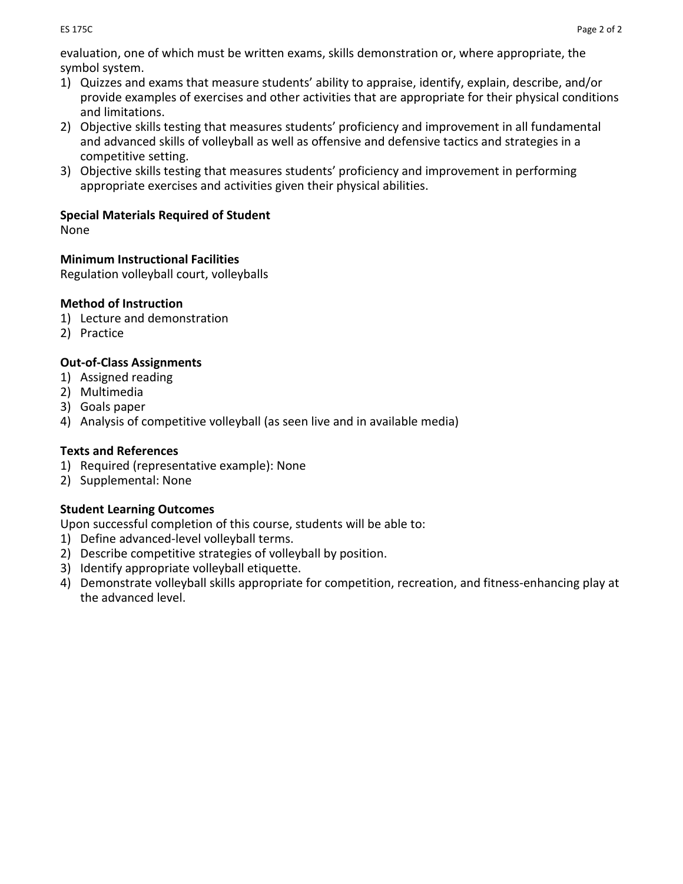evaluation, one of which must be written exams, skills demonstration or, where appropriate, the symbol system.

1) Quizzes and exams that measure students' ability to appraise, identify, explain, describe, and/or provide examples of exercises and other activities that are appropriate for their physical conditions and limitations.
2) Objective skills testing that measures students' proficiency and improvement in all fundamental and advanced skills of volleyball as well as offensive and defensive tactics and strategies in a competitive setting.
3) Objective skills testing that measures students' proficiency and improvement in performing appropriate exercises and activities given their physical abilities.

**Special Materials Required of Student**
None

**Minimum Instructional Facilities**
Regulation volleyball court, volleyballs

**Method of Instruction**

1) Lecture and demonstration
2) Practice

**Out-of-Class Assignments**

1) Assigned reading
2) Multimedia
3) Goals paper
4) Analysis of competitive volleyball (as seen live and in available media)

**Texts and References**

1) Required (representative example): None
2) Supplemental: None

**Student Learning Outcomes**
Upon successful completion of this course, students will be able to:

1) Define advanced-level volleyball terms.
2) Describe competitive strategies of volleyball by position.
3) Identify appropriate volleyball etiquette.
4) Demonstrate volleyball skills appropriate for competition, recreation, and fitness-enhancing play at the advanced level.